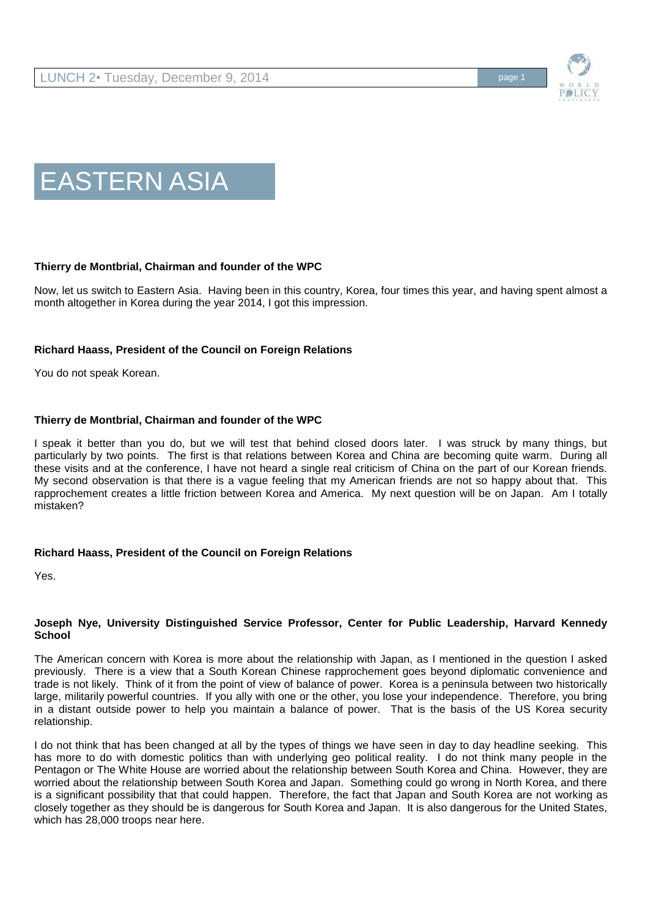# EASTERN ASIA

**Thierry de Montbrial, Chairman and founder of the WPC**

Now, let us switch to Eastern Asia. Having been in this country, Korea, four times this year, and having spent almost a month altogether in Korea during the year 2014, I got this impression.

**Richard Haass, President of the Council on Foreign Relations**

You do not speak Korean.

**Thierry de Montbrial, Chairman and founder of the WPC**

I speak it better than you do, but we will test that behind closed doors later. I was struck by many things, but particularly by two points. The first is that relations between Korea and China are becoming quite warm. During all these visits and at the conference, I have not heard a single real criticism of China on the part of our Korean friends. My second observation is that there is a vague feeling that my American friends are not so happy about that. This rapprochement creates a little friction between Korea and America. My next question will be on Japan. Am I totally mistaken?

**Richard Haass, President of the Council on Foreign Relations**

Yes.

**Joseph Nye, University Distinguished Service Professor, Center for Public Leadership, Harvard Kennedy School**

The American concern with Korea is more about the relationship with Japan, as I mentioned in the question I asked previously. There is a view that a South Korean Chinese rapprochement goes beyond diplomatic convenience and trade is not likely. Think of it from the point of view of balance of power. Korea is a peninsula between two historically large, militarily powerful countries. If you ally with one or the other, you lose your independence. Therefore, you bring in a distant outside power to help you maintain a balance of power. That is the basis of the US Korea security relationship.

I do not think that has been changed at all by the types of things we have seen in day to day headline seeking. This has more to do with domestic politics than with underlying geo political reality. I do not think many people in the Pentagon or The White House are worried about the relationship between South Korea and China. However, they are worried about the relationship between South Korea and Japan. Something could go wrong in North Korea, and there is a significant possibility that that could happen. Therefore, the fact that Japan and South Korea are not working as closely together as they should be is dangerous for South Korea and Japan. It is also dangerous for the United States, which has 28,000 troops near here.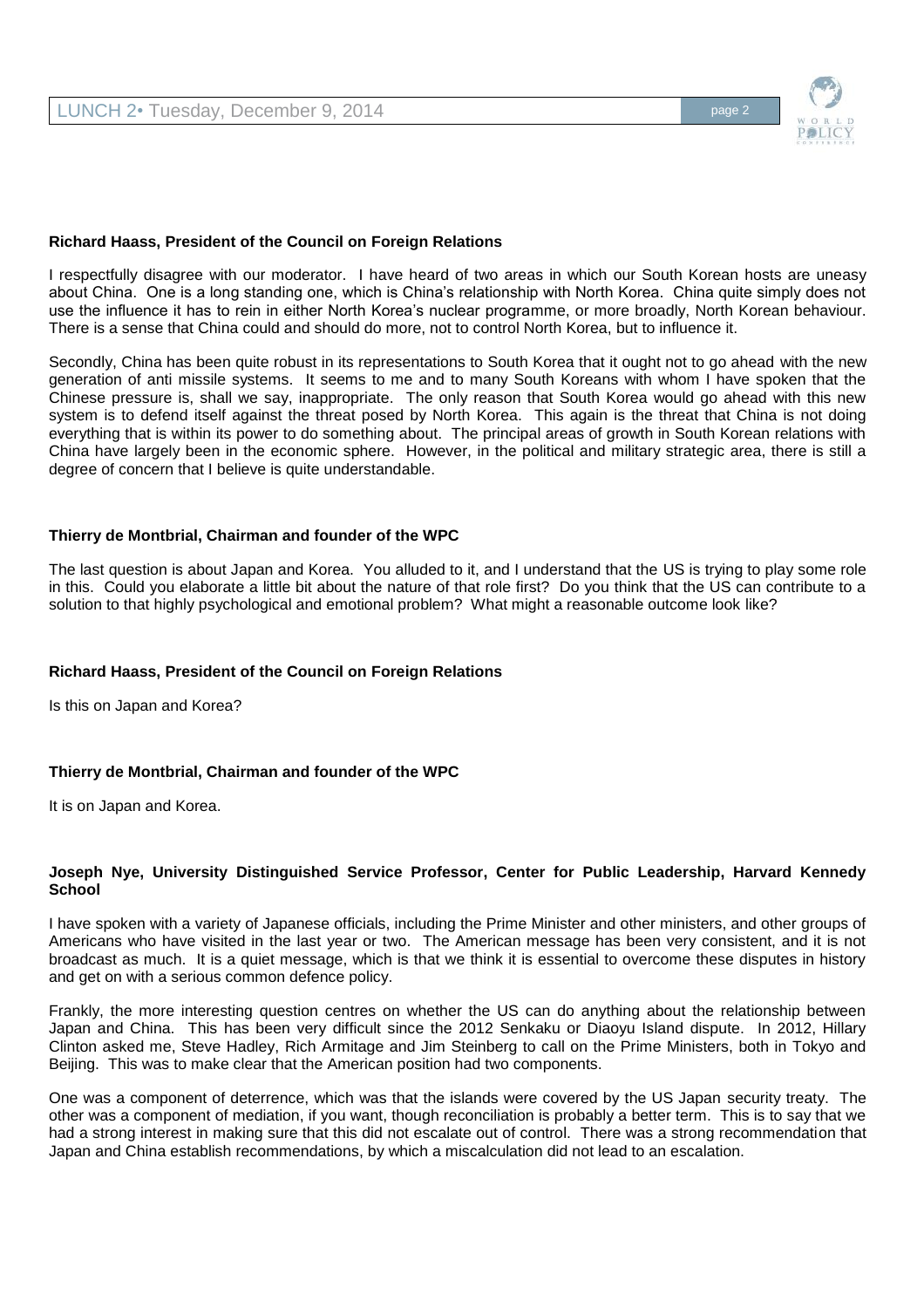**Richard Haass, President of the Council on Foreign Relations**

I respectfully disagree with our moderator. I have heard of two areas in which our South Korean hosts are uneasy about China. One is a long standing one, which is China's relationship with North Korea. China quite simply does not use the influence it has to rein in either North Korea's nuclear programme, or more broadly, North Korean behaviour. There is a sense that China could and should do more, not to control North Korea, but to influence it.

Secondly, China has been quite robust in its representations to South Korea that it ought not to go ahead with the new generation of anti missile systems. It seems to me and to many South Koreans with whom I have spoken that the Chinese pressure is, shall we say, inappropriate. The only reason that South Korea would go ahead with this new system is to defend itself against the threat posed by North Korea. This again is the threat that China is not doing everything that is within its power to do something about. The principal areas of growth in South Korean relations with China have largely been in the economic sphere. However, in the political and military strategic area, there is still a degree of concern that I believe is quite understandable.

**Thierry de Montbrial, Chairman and founder of the WPC**

The last question is about Japan and Korea. You alluded to it, and I understand that the US is trying to play some role in this. Could you elaborate a little bit about the nature of that role first? Do you think that the US can contribute to a solution to that highly psychological and emotional problem? What might a reasonable outcome look like?

**Richard Haass, President of the Council on Foreign Relations**

Is this on Japan and Korea?

**Thierry de Montbrial, Chairman and founder of the WPC**

It is on Japan and Korea.

**Joseph Nye, University Distinguished Service Professor, Center for Public Leadership, Harvard Kennedy School**

I have spoken with a variety of Japanese officials, including the Prime Minister and other ministers, and other groups of Americans who have visited in the last year or two. The American message has been very consistent, and it is not broadcast as much. It is a quiet message, which is that we think it is essential to overcome these disputes in history and get on with a serious common defence policy.

Frankly, the more interesting question centres on whether the US can do anything about the relationship between Japan and China. This has been very difficult since the 2012 Senkaku or Diaoyu Island dispute. In 2012, Hillary Clinton asked me, Steve Hadley, Rich Armitage and Jim Steinberg to call on the Prime Ministers, both in Tokyo and Beijing. This was to make clear that the American position had two components.

One was a component of deterrence, which was that the islands were covered by the US Japan security treaty. The other was a component of mediation, if you want, though reconciliation is probably a better term. This is to say that we had a strong interest in making sure that this did not escalate out of control. There was a strong recommendation that Japan and China establish recommendations, by which a miscalculation did not lead to an escalation.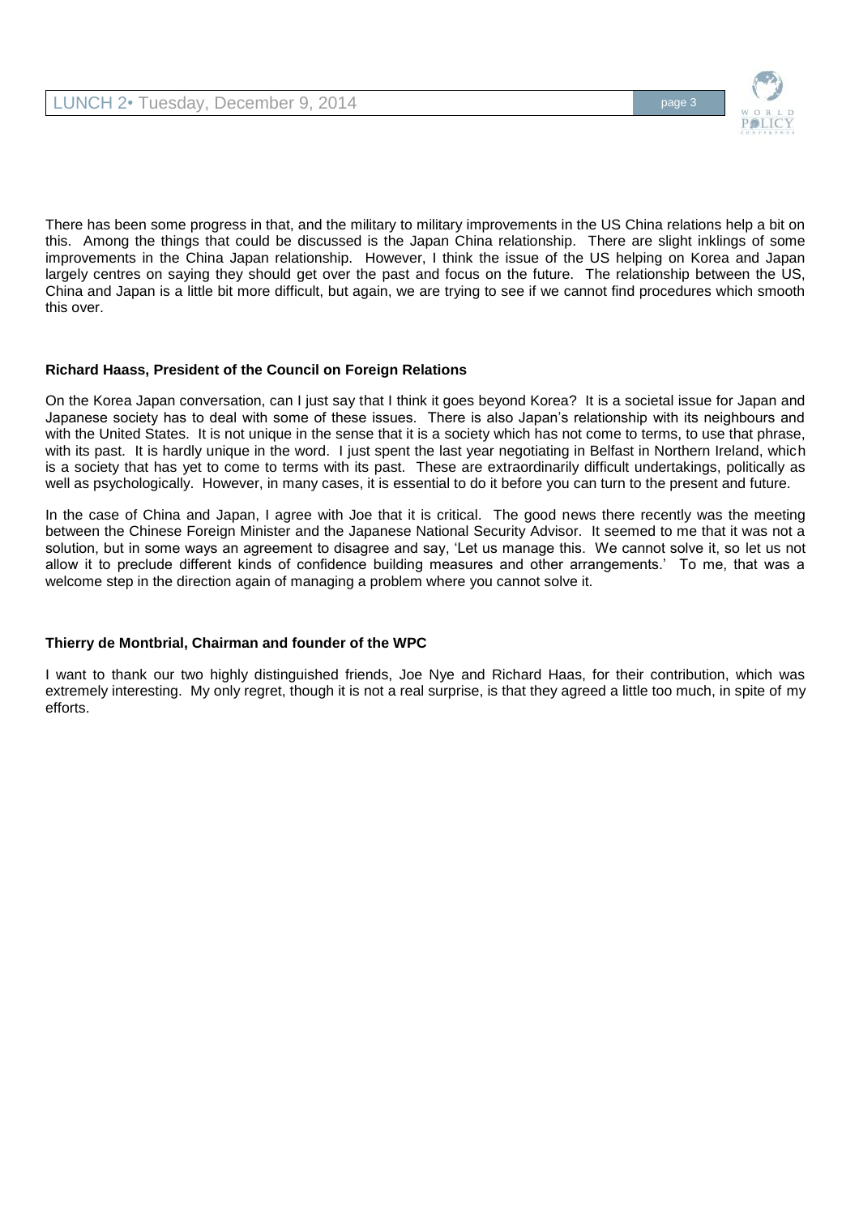There has been some progress in that, and the military to military improvements in the US China relations help a bit on this. Among the things that could be discussed is the Japan China relationship. There are slight inklings of some improvements in the China Japan relationship. However, I think the issue of the US helping on Korea and Japan largely centres on saying they should get over the past and focus on the future. The relationship between the US, China and Japan is a little bit more difficult, but again, we are trying to see if we cannot find procedures which smooth this over.

**Richard Haass, President of the Council on Foreign Relations**

On the Korea Japan conversation, can I just say that I think it goes beyond Korea? It is a societal issue for Japan and Japanese society has to deal with some of these issues. There is also Japan's relationship with its neighbours and with the United States. It is not unique in the sense that it is a society which has not come to terms, to use that phrase, with its past. It is hardly unique in the word. I just spent the last year negotiating in Belfast in Northern Ireland, which is a society that has yet to come to terms with its past. These are extraordinarily difficult undertakings, politically as well as psychologically. However, in many cases, it is essential to do it before you can turn to the present and future.

In the case of China and Japan, I agree with Joe that it is critical. The good news there recently was the meeting between the Chinese Foreign Minister and the Japanese National Security Advisor. It seemed to me that it was not a solution, but in some ways an agreement to disagree and say, 'Let us manage this. We cannot solve it, so let us not allow it to preclude different kinds of confidence building measures and other arrangements.' To me, that was a welcome step in the direction again of managing a problem where you cannot solve it.

**Thierry de Montbrial, Chairman and founder of the WPC**

I want to thank our two highly distinguished friends, Joe Nye and Richard Haas, for their contribution, which was extremely interesting. My only regret, though it is not a real surprise, is that they agreed a little too much, in spite of my efforts.